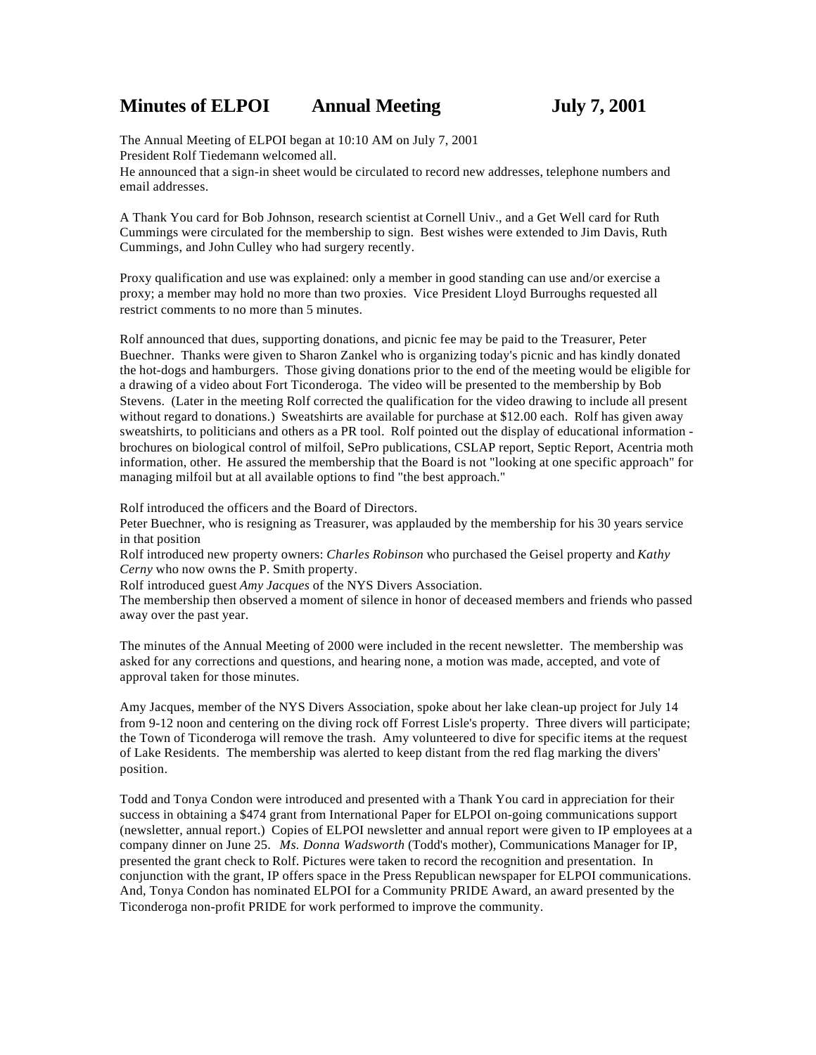# Minutes of ELPOI Annual Meeting July 7, 2001

The Annual Meeting of ELPOI began at 10:10 AM on July 7, 2001
President Rolf Tiedemann welcomed all.
He announced that a sign-in sheet would be circulated to record new addresses, telephone numbers and email addresses.

A Thank You card for Bob Johnson, research scientist at Cornell Univ., and a Get Well card for Ruth Cummings were circulated for the membership to sign. Best wishes were extended to Jim Davis, Ruth Cummings, and John Culley who had surgery recently.

Proxy qualification and use was explained: only a member in good standing can use and/or exercise a proxy; a member may hold no more than two proxies. Vice President Lloyd Burroughs requested all restrict comments to no more than 5 minutes.

Rolf announced that dues, supporting donations, and picnic fee may be paid to the Treasurer, Peter Buechner. Thanks were given to Sharon Zankel who is organizing today's picnic and has kindly donated the hot-dogs and hamburgers. Those giving donations prior to the end of the meeting would be eligible for a drawing of a video about Fort Ticonderoga. The video will be presented to the membership by Bob Stevens. (Later in the meeting Rolf corrected the qualification for the video drawing to include all present without regard to donations.) Sweatshirts are available for purchase at $12.00 each. Rolf has given away sweatshirts, to politicians and others as a PR tool. Rolf pointed out the display of educational information - brochures on biological control of milfoil, SePro publications, CSLAP report, Septic Report, Acentria moth information, other. He assured the membership that the Board is not "looking at one specific approach" for managing milfoil but at all available options to find "the best approach."

Rolf introduced the officers and the Board of Directors.
Peter Buechner, who is resigning as Treasurer, was applauded by the membership for his 30 years service in that position
Rolf introduced new property owners: *Charles Robinson* who purchased the Geisel property and *Kathy Cerny* who now owns the P. Smith property.
Rolf introduced guest *Amy Jacques* of the NYS Divers Association.
The membership then observed a moment of silence in honor of deceased members and friends who passed away over the past year.

The minutes of the Annual Meeting of 2000 were included in the recent newsletter. The membership was asked for any corrections and questions, and hearing none, a motion was made, accepted, and vote of approval taken for those minutes.

Amy Jacques, member of the NYS Divers Association, spoke about her lake clean-up project for July 14 from 9-12 noon and centering on the diving rock off Forrest Lisle's property. Three divers will participate; the Town of Ticonderoga will remove the trash. Amy volunteered to dive for specific items at the request of Lake Residents. The membership was alerted to keep distant from the red flag marking the divers' position.

Todd and Tonya Condon were introduced and presented with a Thank You card in appreciation for their success in obtaining a $474 grant from International Paper for ELPOI on-going communications support (newsletter, annual report.) Copies of ELPOI newsletter and annual report were given to IP employees at a company dinner on June 25. *Ms. Donna Wadsworth* (Todd's mother), Communications Manager for IP, presented the grant check to Rolf. Pictures were taken to record the recognition and presentation. In conjunction with the grant, IP offers space in the Press Republican newspaper for ELPOI communications. And, Tonya Condon has nominated ELPOI for a Community PRIDE Award, an award presented by the Ticonderoga non-profit PRIDE for work performed to improve the community.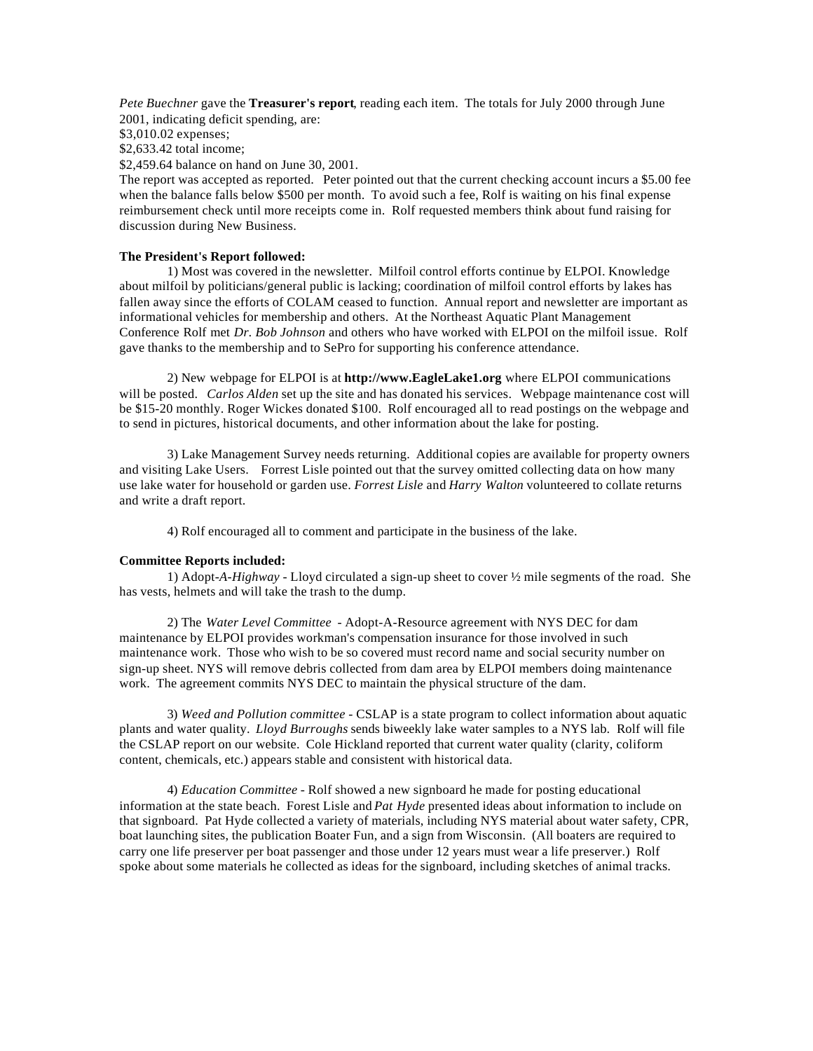*Pete Buechner* gave the **Treasurer's report**, reading each item. The totals for July 2000 through June 2001, indicating deficit spending, are:

$3,010.02 expenses;

$2,633.42 total income;

$2,459.64 balance on hand on June 30, 2001.

The report was accepted as reported. Peter pointed out that the current checking account incurs a $5.00 fee when the balance falls below $500 per month. To avoid such a fee, Rolf is waiting on his final expense reimbursement check until more receipts come in. Rolf requested members think about fund raising for discussion during New Business.

**The President's Report followed:**

1) Most was covered in the newsletter. Milfoil control efforts continue by ELPOI. Knowledge about milfoil by politicians/general public is lacking; coordination of milfoil control efforts by lakes has fallen away since the efforts of COLAM ceased to function. Annual report and newsletter are important as informational vehicles for membership and others. At the Northeast Aquatic Plant Management Conference Rolf met *Dr. Bob Johnson* and others who have worked with ELPOI on the milfoil issue. Rolf gave thanks to the membership and to SePro for supporting his conference attendance.

2) New webpage for ELPOI is at **http://www.EagleLake1.org** where ELPOI communications will be posted. *Carlos Alden* set up the site and has donated his services. Webpage maintenance cost will be $15-20 monthly. Roger Wickes donated $100. Rolf encouraged all to read postings on the webpage and to send in pictures, historical documents, and other information about the lake for posting.

3) Lake Management Survey needs returning. Additional copies are available for property owners and visiting Lake Users. Forrest Lisle pointed out that the survey omitted collecting data on how many use lake water for household or garden use. *Forrest Lisle* and *Harry Walton* volunteered to collate returns and write a draft report.

4) Rolf encouraged all to comment and participate in the business of the lake.

**Committee Reports included:**

1) Adopt-*A-Highway* - Lloyd circulated a sign-up sheet to cover ½ mile segments of the road. She has vests, helmets and will take the trash to the dump.

2) The *Water Level Committee* - Adopt-A-Resource agreement with NYS DEC for dam maintenance by ELPOI provides workman's compensation insurance for those involved in such maintenance work. Those who wish to be so covered must record name and social security number on sign-up sheet. NYS will remove debris collected from dam area by ELPOI members doing maintenance work. The agreement commits NYS DEC to maintain the physical structure of the dam.

3) *Weed and Pollution committee* - CSLAP is a state program to collect information about aquatic plants and water quality. *Lloyd Burroughs* sends biweekly lake water samples to a NYS lab. Rolf will file the CSLAP report on our website. Cole Hickland reported that current water quality (clarity, coliform content, chemicals, etc.) appears stable and consistent with historical data.

4) *Education Committee* - Rolf showed a new signboard he made for posting educational information at the state beach. Forest Lisle and *Pat Hyde* presented ideas about information to include on that signboard. Pat Hyde collected a variety of materials, including NYS material about water safety, CPR, boat launching sites, the publication Boater Fun, and a sign from Wisconsin. (All boaters are required to carry one life preserver per boat passenger and those under 12 years must wear a life preserver.) Rolf spoke about some materials he collected as ideas for the signboard, including sketches of animal tracks.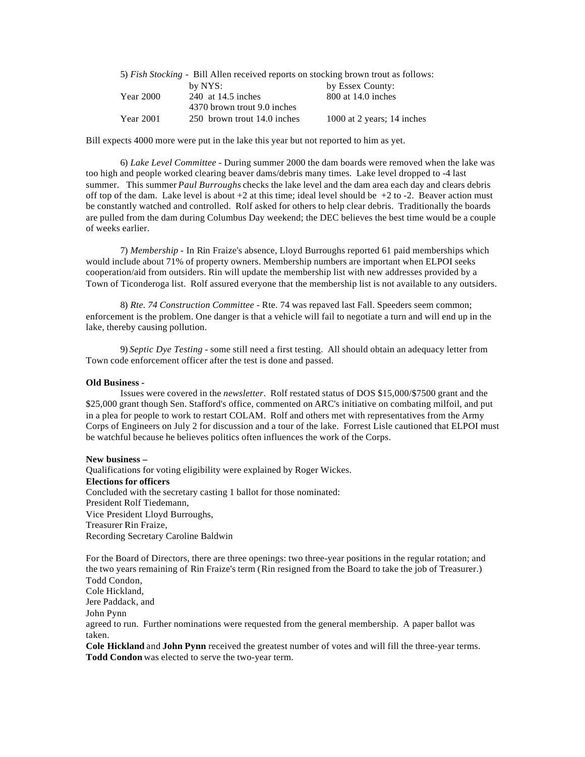5) *Fish Stocking* - Bill Allen received reports on stocking brown trout as follows:

| | by NYS: | by Essex County: |
|---|---|---|
| Year 2000 | 240 at 14.5 inches<br>4370 brown trout 9.0 inches | 800 at 14.0 inches |
| Year 2001 | 250 brown trout 14.0 inches | 1000 at 2 years; 14 inches |

Bill expects 4000 more were put in the lake this year but not reported to him as yet.

6) *Lake Level Committee* - During summer 2000 the dam boards were removed when the lake was too high and people worked clearing beaver dams/debris many times. Lake level dropped to -4 last summer. This summer *Paul Burroughs* checks the lake level and the dam area each day and clears debris off top of the dam. Lake level is about +2 at this time; ideal level should be +2 to -2. Beaver action must be constantly watched and controlled. Rolf asked for others to help clear debris. Traditionally the boards are pulled from the dam during Columbus Day weekend; the DEC believes the best time would be a couple of weeks earlier.

7) *Membership* - In Rin Fraize's absence, Lloyd Burroughs reported 61 paid memberships which would include about 71% of property owners. Membership numbers are important when ELPOI seeks cooperation/aid from outsiders. Rin will update the membership list with new addresses provided by a Town of Ticonderoga list. Rolf assured everyone that the membership list is not available to any outsiders.

8) *Rte. 74 Construction Committee* - Rte. 74 was repaved last Fall. Speeders seem common; enforcement is the problem. One danger is that a vehicle will fail to negotiate a turn and will end up in the lake, thereby causing pollution.

9) *Septic Dye Testing* - some still need a first testing. All should obtain an adequacy letter from Town code enforcement officer after the test is done and passed.

**Old Business -**

Issues were covered in the *newsletter*. Rolf restated status of DOS $15,000/$7500 grant and the $25,000 grant though Sen. Stafford's office, commented on ARC's initiative on combating milfoil, and put in a plea for people to work to restart COLAM. Rolf and others met with representatives from the Army Corps of Engineers on July 2 for discussion and a tour of the lake. Forrest Lisle cautioned that ELPOI must be watchful because he believes politics often influences the work of the Corps.

**New business –**

Qualifications for voting eligibility were explained by Roger Wickes.

**Elections for officers**

Concluded with the secretary casting 1 ballot for those nominated:
President Rolf Tiedemann,
Vice President Lloyd Burroughs,
Treasurer Rin Fraize,
Recording Secretary Caroline Baldwin

For the Board of Directors, there are three openings: two three-year positions in the regular rotation; and the two years remaining of Rin Fraize's term (Rin resigned from the Board to take the job of Treasurer.)
Todd Condon,
Cole Hickland,
Jere Paddack, and
John Pynn
agreed to run. Further nominations were requested from the general membership. A paper ballot was taken.
**Cole Hickland** and **John Pynn** received the greatest number of votes and will fill the three-year terms.
**Todd Condon** was elected to serve the two-year term.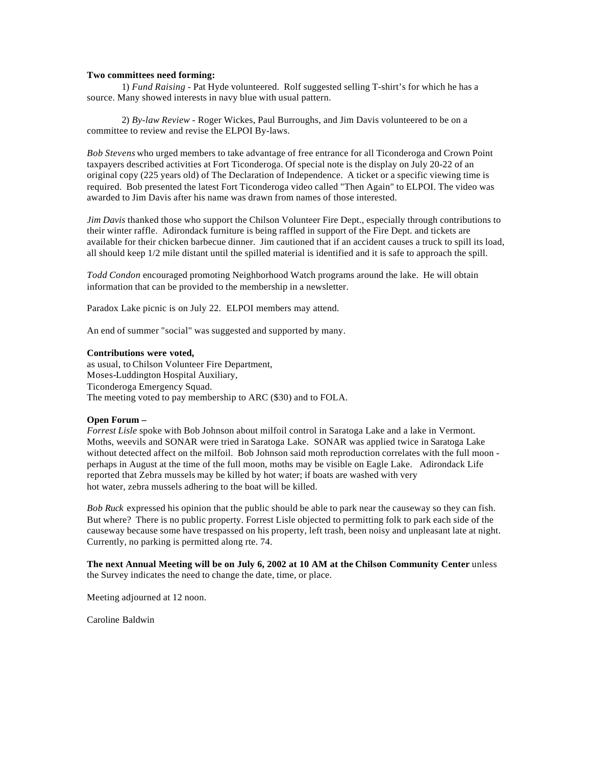**Two committees need forming:**

1) *Fund Raising* - Pat Hyde volunteered. Rolf suggested selling T-shirt's for which he has a source. Many showed interests in navy blue with usual pattern.

2) *By-law Review* - Roger Wickes, Paul Burroughs, and Jim Davis volunteered to be on a committee to review and revise the ELPOI By-laws.

*Bob Stevens* who urged members to take advantage of free entrance for all Ticonderoga and Crown Point taxpayers described activities at Fort Ticonderoga. Of special note is the display on July 20-22 of an original copy (225 years old) of The Declaration of Independence. A ticket or a specific viewing time is required. Bob presented the latest Fort Ticonderoga video called "Then Again" to ELPOI. The video was awarded to Jim Davis after his name was drawn from names of those interested.

*Jim Davis* thanked those who support the Chilson Volunteer Fire Dept., especially through contributions to their winter raffle. Adirondack furniture is being raffled in support of the Fire Dept. and tickets are available for their chicken barbecue dinner. Jim cautioned that if an accident causes a truck to spill its load, all should keep 1/2 mile distant until the spilled material is identified and it is safe to approach the spill.

*Todd Condon* encouraged promoting Neighborhood Watch programs around the lake. He will obtain information that can be provided to the membership in a newsletter.

Paradox Lake picnic is on July 22. ELPOI members may attend.

An end of summer "social" was suggested and supported by many.

**Contributions were voted,**
as usual, to Chilson Volunteer Fire Department,
Moses-Ludington Hospital Auxiliary,
Ticonderoga Emergency Squad.
The meeting voted to pay membership to ARC ($30) and to FOLA.

**Open Forum –**
*Forrest Lisle* spoke with Bob Johnson about milfoil control in Saratoga Lake and a lake in Vermont. Moths, weevils and SONAR were tried in Saratoga Lake. SONAR was applied twice in Saratoga Lake without detected affect on the milfoil. Bob Johnson said moth reproduction correlates with the full moon - perhaps in August at the time of the full moon, moths may be visible on Eagle Lake. Adirondack Life reported that Zebra mussels may be killed by hot water; if boats are washed with very hot water, zebra mussels adhering to the boat will be killed.

*Bob Ruck* expressed his opinion that the public should be able to park near the causeway so they can fish. But where? There is no public property. Forrest Lisle objected to permitting folk to park each side of the causeway because some have trespassed on his property, left trash, been noisy and unpleasant late at night. Currently, no parking is permitted along rte. 74.

**The next Annual Meeting will be on July 6, 2002 at 10 AM at the Chilson Community Center** unless the Survey indicates the need to change the date, time, or place.

Meeting adjourned at 12 noon.

Caroline Baldwin